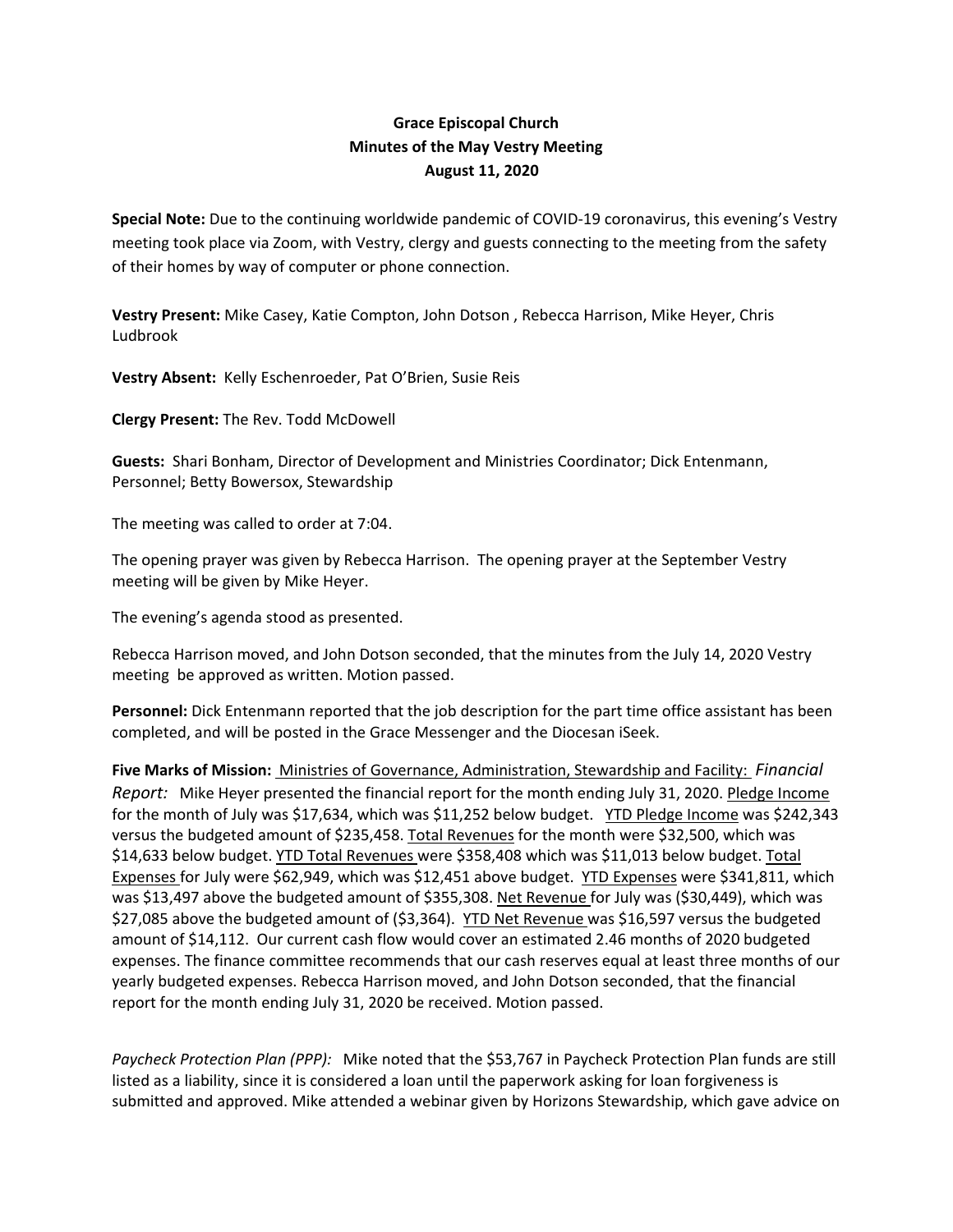**Grace Episcopal Church**
**Minutes of the May Vestry Meeting**
**August 11, 2020**

**Special Note:** Due to the continuing worldwide pandemic of COVID-19 coronavirus, this evening's Vestry meeting took place via Zoom, with Vestry, clergy and guests connecting to the meeting from the safety of their homes by way of computer or phone connection.

**Vestry Present:** Mike Casey, Katie Compton, John Dotson , Rebecca Harrison, Mike Heyer, Chris Ludbrook

**Vestry Absent:** Kelly Eschenroeder, Pat O'Brien, Susie Reis

**Clergy Present:** The Rev. Todd McDowell

**Guests:** Shari Bonham, Director of Development and Ministries Coordinator; Dick Entenmann, Personnel; Betty Bowersox, Stewardship

The meeting was called to order at 7:04.

The opening prayer was given by Rebecca Harrison. The opening prayer at the September Vestry meeting will be given by Mike Heyer.

The evening's agenda stood as presented.

Rebecca Harrison moved, and John Dotson seconded, that the minutes from the July 14, 2020 Vestry meeting be approved as written. Motion passed.

**Personnel:** Dick Entenmann reported that the job description for the part time office assistant has been completed, and will be posted in the Grace Messenger and the Diocesan iSeek.

**Five Marks of Mission:** <u>Ministries of Governance, Administration, Stewardship and Facility:</u> *Financial Report:* Mike Heyer presented the financial report for the month ending July 31, 2020. <u>Pledge Income</u> for the month of July was $17,634, which was $11,252 below budget. <u>YTD Pledge Income</u> was $242,343 versus the budgeted amount of $235,458. <u>Total Revenues</u> for the month were $32,500, which was $14,633 below budget. <u>YTD Total Revenues</u> were $358,408 which was $11,013 below budget. <u>Total Expenses</u> for July were $62,949, which was $12,451 above budget. <u>YTD Expenses</u> were $341,811, which was $13,497 above the budgeted amount of $355,308. <u>Net Revenue</u> for July was ($30,449), which was $27,085 above the budgeted amount of ($3,364). <u>YTD Net Revenue</u> was $16,597 versus the budgeted amount of $14,112. Our current cash flow would cover an estimated 2.46 months of 2020 budgeted expenses. The finance committee recommends that our cash reserves equal at least three months of our yearly budgeted expenses. Rebecca Harrison moved, and John Dotson seconded, that the financial report for the month ending July 31, 2020 be received. Motion passed.

*Paycheck Protection Plan (PPP):* Mike noted that the $53,767 in Paycheck Protection Plan funds are still listed as a liability, since it is considered a loan until the paperwork asking for loan forgiveness is submitted and approved. Mike attended a webinar given by Horizons Stewardship, which gave advice on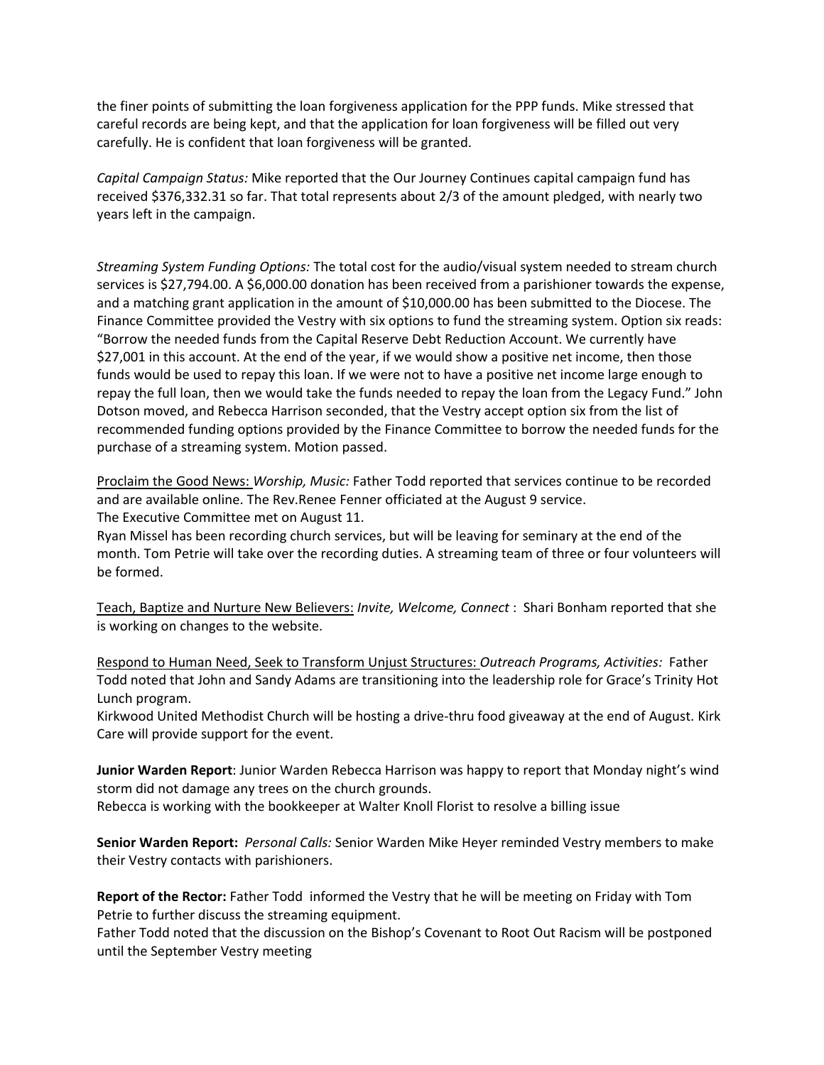the finer points of submitting the loan forgiveness application for the PPP funds. Mike stressed that careful records are being kept, and that the application for loan forgiveness will be filled out very carefully. He is confident that loan forgiveness will be granted.

*Capital Campaign Status:* Mike reported that the Our Journey Continues capital campaign fund has received $376,332.31 so far. That total represents about 2/3 of the amount pledged, with nearly two years left in the campaign.

*Streaming System Funding Options:* The total cost for the audio/visual system needed to stream church services is $27,794.00. A $6,000.00 donation has been received from a parishioner towards the expense, and a matching grant application in the amount of $10,000.00 has been submitted to the Diocese. The Finance Committee provided the Vestry with six options to fund the streaming system. Option six reads: "Borrow the needed funds from the Capital Reserve Debt Reduction Account. We currently have $27,001 in this account. At the end of the year, if we would show a positive net income, then those funds would be used to repay this loan. If we were not to have a positive net income large enough to repay the full loan, then we would take the funds needed to repay the loan from the Legacy Fund." John Dotson moved, and Rebecca Harrison seconded, that the Vestry accept option six from the list of recommended funding options provided by the Finance Committee to borrow the needed funds for the purchase of a streaming system. Motion passed.

<u>Proclaim the Good News:</u> *Worship, Music:* Father Todd reported that services continue to be recorded and are available online. The Rev.Renee Fenner officiated at the August 9 service.
The Executive Committee met on August 11.
Ryan Missel has been recording church services, but will be leaving for seminary at the end of the month. Tom Petrie will take over the recording duties. A streaming team of three or four volunteers will be formed.

<u>Teach, Baptize and Nurture New Believers:</u> *Invite, Welcome, Connect* : Shari Bonham reported that she is working on changes to the website.

<u>Respond to Human Need, Seek to Transform Unjust Structures:</u> *Outreach Programs, Activities:* Father Todd noted that John and Sandy Adams are transitioning into the leadership role for Grace's Trinity Hot Lunch program.
Kirkwood United Methodist Church will be hosting a drive-thru food giveaway at the end of August. Kirk Care will provide support for the event.

**Junior Warden Report**: Junior Warden Rebecca Harrison was happy to report that Monday night's wind storm did not damage any trees on the church grounds.
Rebecca is working with the bookkeeper at Walter Knoll Florist to resolve a billing issue

**Senior Warden Report:** *Personal Calls:* Senior Warden Mike Heyer reminded Vestry members to make their Vestry contacts with parishioners.

**Report of the Rector:** Father Todd informed the Vestry that he will be meeting on Friday with Tom Petrie to further discuss the streaming equipment.
Father Todd noted that the discussion on the Bishop's Covenant to Root Out Racism will be postponed until the September Vestry meeting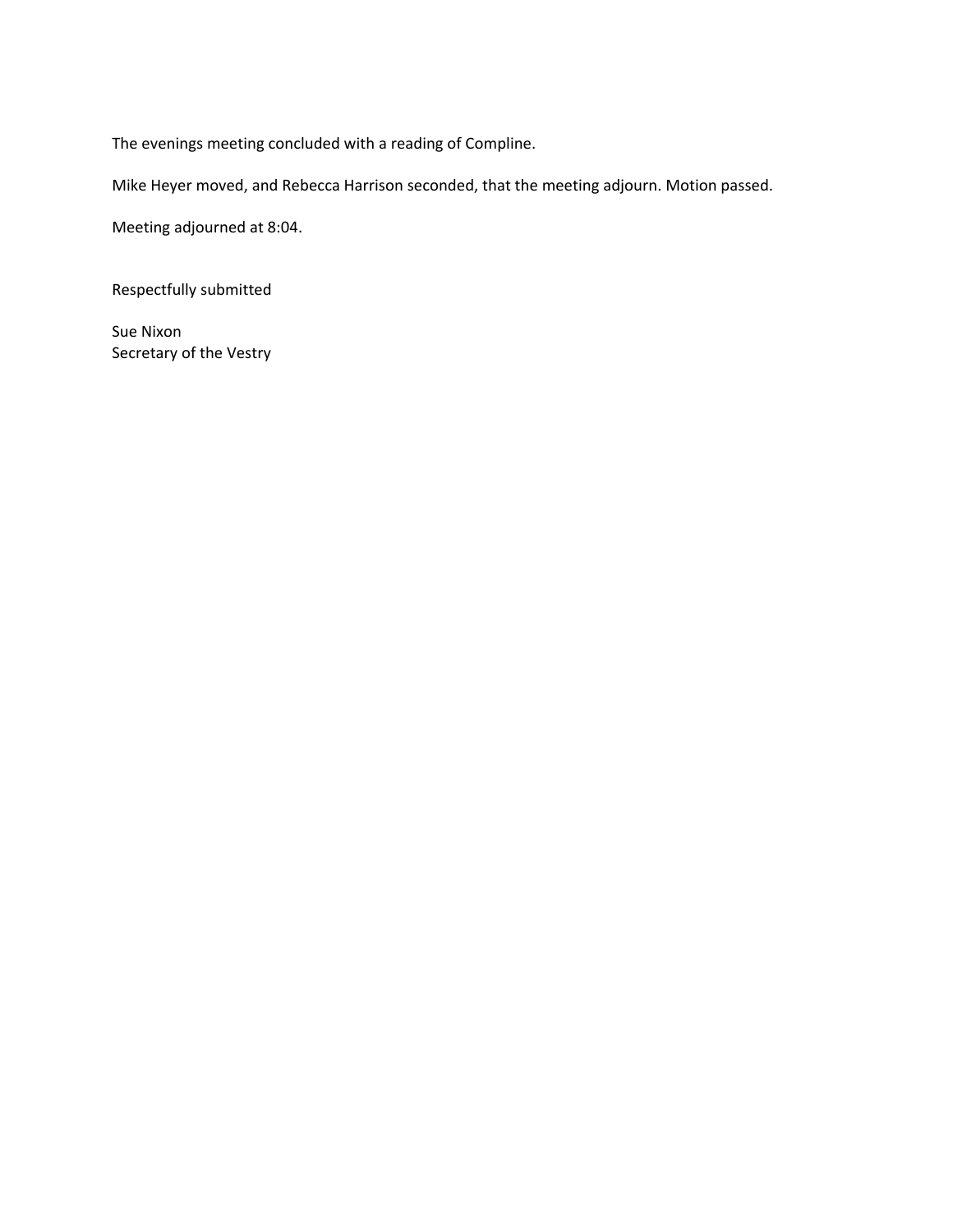The evenings meeting concluded with a reading of Compline.

Mike Heyer moved, and Rebecca Harrison seconded, that the meeting adjourn. Motion passed.

Meeting adjourned at 8:04.

Respectfully submitted

Sue Nixon  
Secretary of the Vestry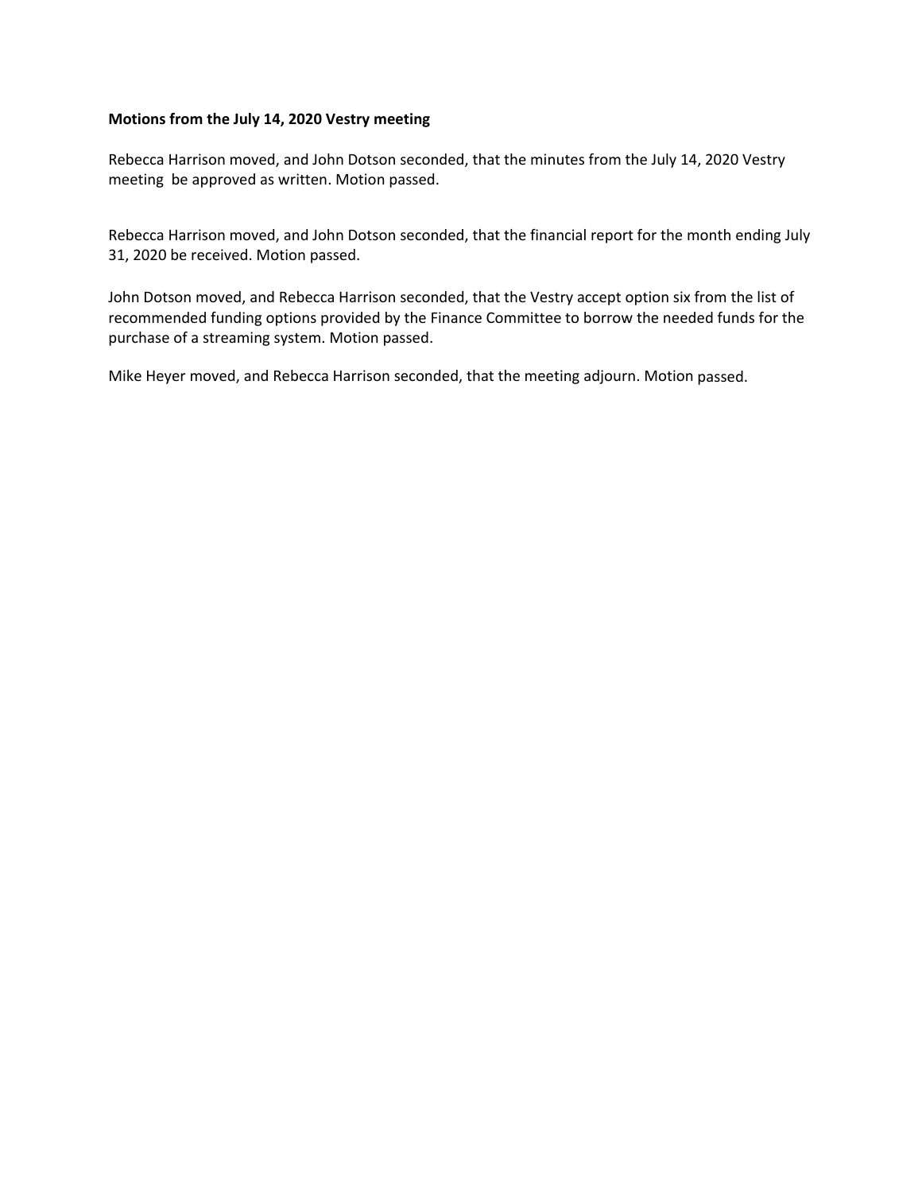**Motions from the July 14, 2020 Vestry meeting**

Rebecca Harrison moved, and John Dotson seconded, that the minutes from the July 14, 2020 Vestry meeting be approved as written. Motion passed.

Rebecca Harrison moved, and John Dotson seconded, that the financial report for the month ending July 31, 2020 be received. Motion passed.

John Dotson moved, and Rebecca Harrison seconded, that the Vestry accept option six from the list of recommended funding options provided by the Finance Committee to borrow the needed funds for the purchase of a streaming system. Motion passed.

Mike Heyer moved, and Rebecca Harrison seconded, that the meeting adjourn. Motion passed.